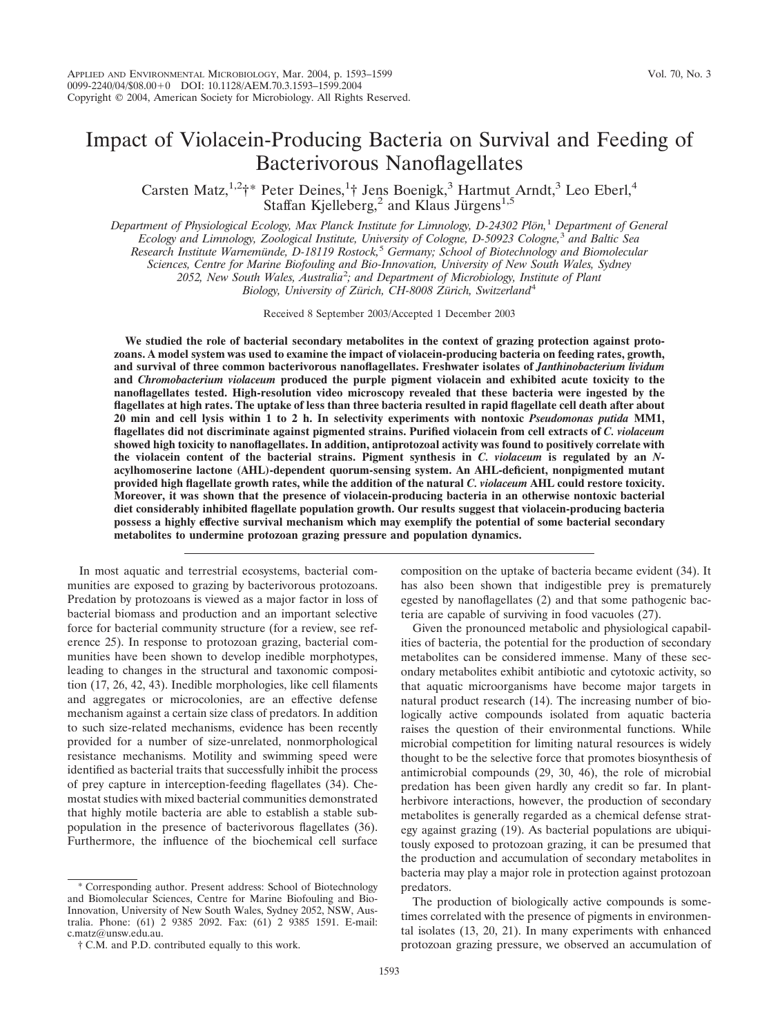# Impact of Violacein-Producing Bacteria on Survival and Feeding of Bacterivorous Nanoflagellates

Carsten Matz,[1,2]†* Peter Deines,[1]† Jens Boenigk,[3] Hartmut Arndt,[3] Leo Eberl,[4] Staffan Kjelleberg,[2] and Klaus Jürgens[1,5]

*Department of Physiological Ecology, Max Planck Institute for Limnology, D-24302 Plön,[1] Department of General Ecology and Limnology, Zoological Institute, University of Cologne, D-50923 Cologne,[3] and Baltic Sea Research Institute Warnemünde, D-18119 Rostock,[5] Germany; School of Biotechnology and Biomolecular Sciences, Centre for Marine Biofouling and Bio-Innovation, University of New South Wales, Sydney 2052, New South Wales, Australia[2]; and Department of Microbiology, Institute of Plant Biology, University of Zürich, CH-8008 Zürich, Switzerland[4]*

Received 8 September 2003/Accepted 1 December 2003

**We studied the role of bacterial secondary metabolites in the context of grazing protection against protozoans. A model system was used to examine the impact of violacein-producing bacteria on feeding rates, growth, and survival of three common bacterivorous nanoflagellates. Freshwater isolates of *Janthinobacterium lividum* and *Chromobacterium violaceum* produced the purple pigment violacein and exhibited acute toxicity to the nanoflagellates tested. High-resolution video microscopy revealed that these bacteria were ingested by the flagellates at high rates. The uptake of less than three bacteria resulted in rapid flagellate cell death after about 20 min and cell lysis within 1 to 2 h. In selectivity experiments with nontoxic *Pseudomonas putida* MM1, flagellates did not discriminate against pigmented strains. Purified violacein from cell extracts of *C. violaceum* showed high toxicity to nanoflagellates. In addition, antiprotozoal activity was found to positively correlate with the violacein content of the bacterial strains. Pigment synthesis in *C. violaceum* is regulated by an *N*-acylhomoserine lactone (AHL)-dependent quorum-sensing system. An AHL-deficient, nonpigmented mutant provided high flagellate growth rates, while the addition of the natural *C. violaceum* AHL could restore toxicity. Moreover, it was shown that the presence of violacein-producing bacteria in an otherwise nontoxic bacterial diet considerably inhibited flagellate population growth. Our results suggest that violacein-producing bacteria possess a highly effective survival mechanism which may exemplify the potential of some bacterial secondary metabolites to undermine protozoan grazing pressure and population dynamics.**

In most aquatic and terrestrial ecosystems, bacterial communities are exposed to grazing by bacterivorous protozoans. Predation by protozoans is viewed as a major factor in loss of bacterial biomass and production and an important selective force for bacterial community structure (for a review, see reference 25). In response to protozoan grazing, bacterial communities have been shown to develop inedible morphotypes, leading to changes in the structural and taxonomic composition (17, 26, 42, 43). Inedible morphologies, like cell filaments and aggregates or microcolonies, are an effective defense mechanism against a certain size class of predators. In addition to such size-related mechanisms, evidence has been recently provided for a number of size-unrelated, nonmorphological resistance mechanisms. Motility and swimming speed were identified as bacterial traits that successfully inhibit the process of prey capture in interception-feeding flagellates (34). Chemostat studies with mixed bacterial communities demonstrated that highly motile bacteria are able to establish a stable subpopulation in the presence of bacterivorous flagellates (36). Furthermore, the influence of the biochemical cell surface composition on the uptake of bacteria became evident (34). It has also been shown that indigestible prey is prematurely egested by nanoflagellates (2) and that some pathogenic bacteria are capable of surviving in food vacuoles (27).

Given the pronounced metabolic and physiological capabilities of bacteria, the potential for the production of secondary metabolites can be considered immense. Many of these secondary metabolites exhibit antibiotic and cytotoxic activity, so that aquatic microorganisms have become major targets in natural product research (14). The increasing number of biologically active compounds isolated from aquatic bacteria raises the question of their environmental functions. While microbial competition for limiting natural resources is widely thought to be the selective force that promotes biosynthesis of antimicrobial compounds (29, 30, 46), the role of microbial predation has been given hardly any credit so far. In plant-herbivore interactions, however, the production of secondary metabolites is generally regarded as a chemical defense strategy against grazing (19). As bacterial populations are ubiquitously exposed to protozoan grazing, it can be presumed that the production and accumulation of secondary metabolites in bacteria may play a major role in protection against protozoan predators.

The production of biologically active compounds is sometimes correlated with the presence of pigments in environmental isolates (13, 20, 21). In many experiments with enhanced protozoan grazing pressure, we observed an accumulation of

* Corresponding author. Present address: School of Biotechnology and Biomolecular Sciences, Centre for Marine Biofouling and Bio-Innovation, University of New South Wales, Sydney 2052, NSW, Australia. Phone: (61) 2 9385 2092. Fax: (61) 2 9385 1591. E-mail: c.matz@unsw.edu.au.

† C.M. and P.D. contributed equally to this work.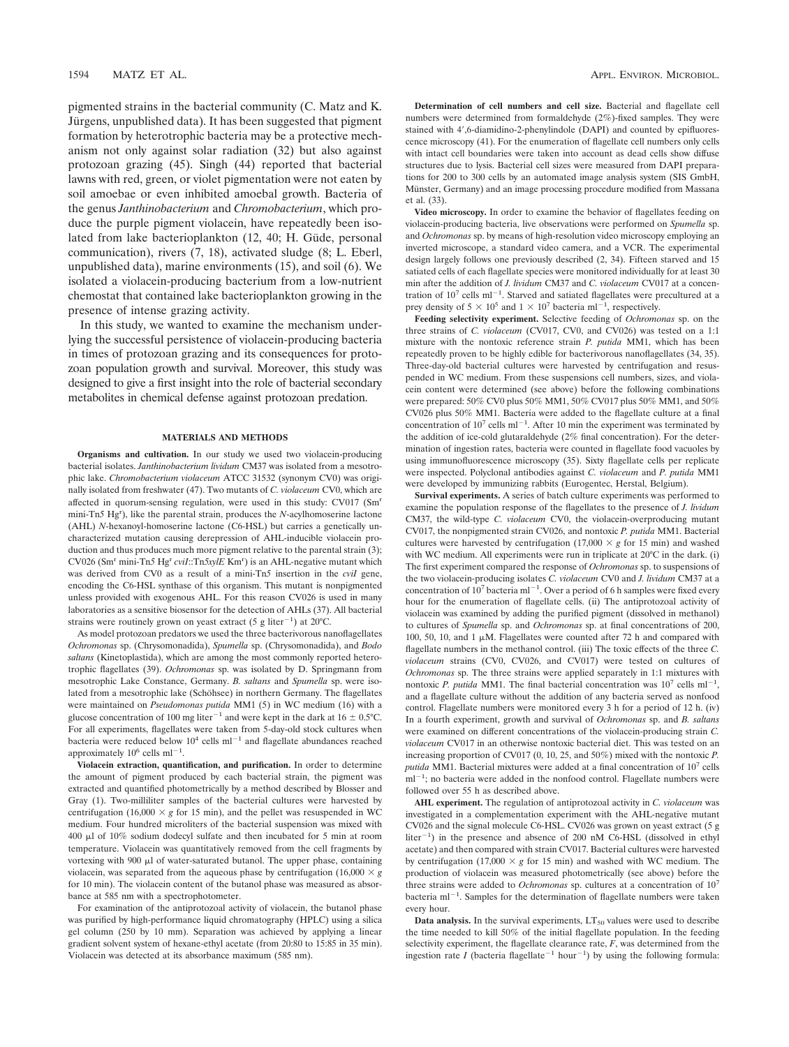pigmented strains in the bacterial community (C. Matz and K. Jürgens, unpublished data). It has been suggested that pigment formation by heterotrophic bacteria may be a protective mechanism not only against solar radiation (32) but also against protozoan grazing (45). Singh (44) reported that bacterial lawns with red, green, or violet pigmentation were not eaten by soil amoebae or even inhibited amoebal growth. Bacteria of the genus *Janthinobacterium* and *Chromobacterium*, which produce the purple pigment violacein, have repeatedly been isolated from lake bacterioplankton (12, 40; H. Güde, personal communication), rivers (7, 18), activated sludge (8; L. Eberl, unpublished data), marine environments (15), and soil (6). We isolated a violacein-producing bacterium from a low-nutrient chemostat that contained lake bacterioplankton growing in the presence of intense grazing activity.

In this study, we wanted to examine the mechanism underlying the successful persistence of violacein-producing bacteria in times of protozoan grazing and its consequences for protozoan population growth and survival. Moreover, this study was designed to give a first insight into the role of bacterial secondary metabolites in chemical defense against protozoan predation.

## MATERIALS AND METHODS

**Organisms and cultivation.** In our study we used two violacein-producing bacterial isolates. *Janthinobacterium lividum* CM37 was isolated from a mesotrophic lake. *Chromobacterium violaceum* ATCC 31532 (synonym CV0) was originally isolated from freshwater (47). Two mutants of *C. violaceum* CV0, which are affected in quorum-sensing regulation, were used in this study: CV017 (Sm$^r$ mini-Tn*5* Hg$^r$), like the parental strain, produces the *N*-acylhomoserine lactone (AHL) *N*-hexanoyl-homoserine lactone (C6-HSL) but carries a genetically uncharacterized mutation causing derepression of AHL-inducible violacein production and thus produces much more pigment relative to the parental strain (3); CV026 (Sm$^r$ mini-Tn*5* Hg$^r$ *cviI*::Tn*5xylE* Km$^r$) is an AHL-negative mutant which was derived from CV0 as a result of a mini-Tn*5* insertion in the *cviI* gene, encoding the C6-HSL synthase of this organism. This mutant is nonpigmented unless provided with exogenous AHL. For this reason CV026 is used in many laboratories as a sensitive biosensor for the detection of AHLs (37). All bacterial strains were routinely grown on yeast extract (5 g liter$^{-1}$) at 20°C.

As model protozoan predators we used the three bacterivorous nanoflagellates *Ochromonas* sp. (Chrysomonadida), *Spumella* sp. (Chrysomonadida), and *Bodo saltans* (Kinetoplastida), which are among the most commonly reported heterotrophic flagellates (39). *Ochromonas* sp. was isolated by D. Springmann from mesotrophic Lake Constance, Germany. *B. saltans* and *Spumella* sp. were isolated from a mesotrophic lake (Schöhsee) in northern Germany. The flagellates were maintained on *Pseudomonas putida* MM1 (5) in WC medium (16) with a glucose concentration of 100 mg liter$^{-1}$ and were kept in the dark at 16 ± 0.5°C. For all experiments, flagellates were taken from 5-day-old stock cultures when bacteria were reduced below $10^4$ cells ml$^{-1}$ and flagellate abundances reached approximately $10^6$ cells ml$^{-1}$.

**Violacein extraction, quantification, and purification.** In order to determine the amount of pigment produced by each bacterial strain, the pigment was extracted and quantified photometrically by a method described by Blosser and Gray (1). Two-milliliter samples of the bacterial cultures were harvested by centrifugation (16,000 × *g* for 15 min), and the pellet was resuspended in WC medium. Four hundred microliters of the bacterial suspension was mixed with 400 μl of 10% sodium dodecyl sulfate and then incubated for 5 min at room temperature. Violacein was quantitatively removed from the cell fragments by vortexing with 900 μl of water-saturated butanol. The upper phase, containing violacein, was separated from the aqueous phase by centrifugation (16,000 × *g* for 10 min). The violacein content of the butanol phase was measured as absorbance at 585 nm with a spectrophotometer.

For examination of the antiprotozoal activity of violacein, the butanol phase was purified by high-performance liquid chromatography (HPLC) using a silica gel column (250 by 10 mm). Separation was achieved by applying a linear gradient solvent system of hexane-ethyl acetate (from 20:80 to 15:85 in 35 min). Violacein was detected at its absorbance maximum (585 nm).

**Determination of cell numbers and cell size.** Bacterial and flagellate cell numbers were determined from formaldehyde (2%)-fixed samples. They were stained with 4′,6-diamidino-2-phenylindole (DAPI) and counted by epifluorescence microscopy (41). For the enumeration of flagellate cell numbers only cells with intact cell boundaries were taken into account as dead cells show diffuse structures due to lysis. Bacterial cell sizes were measured from DAPI preparations for 200 to 300 cells by an automated image analysis system (SIS GmbH, Münster, Germany) and an image processing procedure modified from Massana et al. (33).

**Video microscopy.** In order to examine the behavior of flagellates feeding on violacein-producing bacteria, live observations were performed on *Spumella* sp. and *Ochromonas* sp. by means of high-resolution video microscopy employing an inverted microscope, a standard video camera, and a VCR. The experimental design largely follows one previously described (2, 34). Fifteen starved and 15 satiated cells of each flagellate species were monitored individually for at least 30 min after the addition of *J. lividum* CM37 and *C. violaceum* CV017 at a concentration of $10^7$ cells ml$^{-1}$. Starved and satiated flagellates were precultured at a prey density of $5 \times 10^5$ and $1 \times 10^7$ bacteria ml$^{-1}$, respectively.

**Feeding selectivity experiment.** Selective feeding of *Ochromonas* sp. on the three strains of *C. violaceum* (CV017, CV0, and CV026) was tested on a 1:1 mixture with the nontoxic reference strain *P. putida* MM1, which has been repeatedly proven to be highly edible for bacterivorous nanoflagellates (34, 35). Three-day-old bacterial cultures were harvested by centrifugation and resuspended in WC medium. From these suspensions cell numbers, sizes, and violacein content were determined (see above) before the following combinations were prepared: 50% CV0 plus 50% MM1, 50% CV017 plus 50% MM1, and 50% CV026 plus 50% MM1. Bacteria were added to the flagellate culture at a final concentration of $10^7$ cells ml$^{-1}$. After 10 min the experiment was terminated by the addition of ice-cold glutaraldehyde (2% final concentration). For the determination of ingestion rates, bacteria were counted in flagellate food vacuoles by using immunofluorescence microscopy (35). Sixty flagellate cells per replicate were inspected. Polyclonal antibodies against *C. violaceum* and *P. putida* MM1 were developed by immunizing rabbits (Eurogentec, Herstal, Belgium).

**Survival experiments.** A series of batch culture experiments was performed to examine the population response of the flagellates to the presence of *J. lividum* CM37, the wild-type *C. violaceum* CV0, the violacein-overproducing mutant CV017, the nonpigmented strain CV026, and nontoxic *P. putida* MM1. Bacterial cultures were harvested by centrifugation (17,000 × *g* for 15 min) and washed with WC medium. All experiments were run in triplicate at 20°C in the dark. (i) The first experiment compared the response of *Ochromonas* sp. to suspensions of the two violacein-producing isolates *C. violaceum* CV0 and *J. lividum* CM37 at a concentration of $10^7$ bacteria ml$^{-1}$. Over a period of 6 h samples were fixed every hour for the enumeration of flagellate cells. (ii) The antiprotozoal activity of violacein was examined by adding the purified pigment (dissolved in methanol) to cultures of *Spumella* sp. and *Ochromonas* sp. at final concentrations of 200, 100, 50, 10, and 1 μM. Flagellates were counted after 72 h and compared with flagellate numbers in the methanol control. (iii) The toxic effects of the three *C. violaceum* strains (CV0, CV026, and CV017) were tested on cultures of *Ochromonas* sp. The three strains were applied separately in 1:1 mixtures with nontoxic *P. putida* MM1. The final bacterial concentration was $10^7$ cells ml$^{-1}$, and a flagellate culture without the addition of any bacteria served as nonfood control. Flagellate numbers were monitored every 3 h for a period of 12 h. (iv) In a fourth experiment, growth and survival of *Ochromonas* sp. and *B. saltans* were examined on different concentrations of the violacein-producing strain *C. violaceum* CV017 in an otherwise nontoxic bacterial diet. This was tested on an increasing proportion of CV017 (0, 10, 25, and 50%) mixed with the nontoxic *P. putida* MM1. Bacterial mixtures were added at a final concentration of $10^7$ cells ml$^{-1}$; no bacteria were added in the nonfood control. Flagellate numbers were followed over 55 h as described above.

**AHL experiment.** The regulation of antiprotozoal activity in *C. violaceum* was investigated in a complementation experiment with the AHL-negative mutant CV026 and the signal molecule C6-HSL. CV026 was grown on yeast extract (5 g liter$^{-1}$) in the presence and absence of 200 nM C6-HSL (dissolved in ethyl acetate) and then compared with strain CV017. Bacterial cultures were harvested by centrifugation (17,000 × *g* for 15 min) and washed with WC medium. The production of violacein was measured photometrically (see above) before the three strains were added to *Ochromonas* sp. cultures at a concentration of $10^7$ bacteria ml$^{-1}$. Samples for the determination of flagellate numbers were taken every hour.

**Data analysis.** In the survival experiments, $LT_{50}$ values were used to describe the time needed to kill 50% of the initial flagellate population. In the feeding selectivity experiment, the flagellate clearance rate, *F*, was determined from the ingestion rate *I* (bacteria flagellate$^{-1}$ hour$^{-1}$) by using the following formula: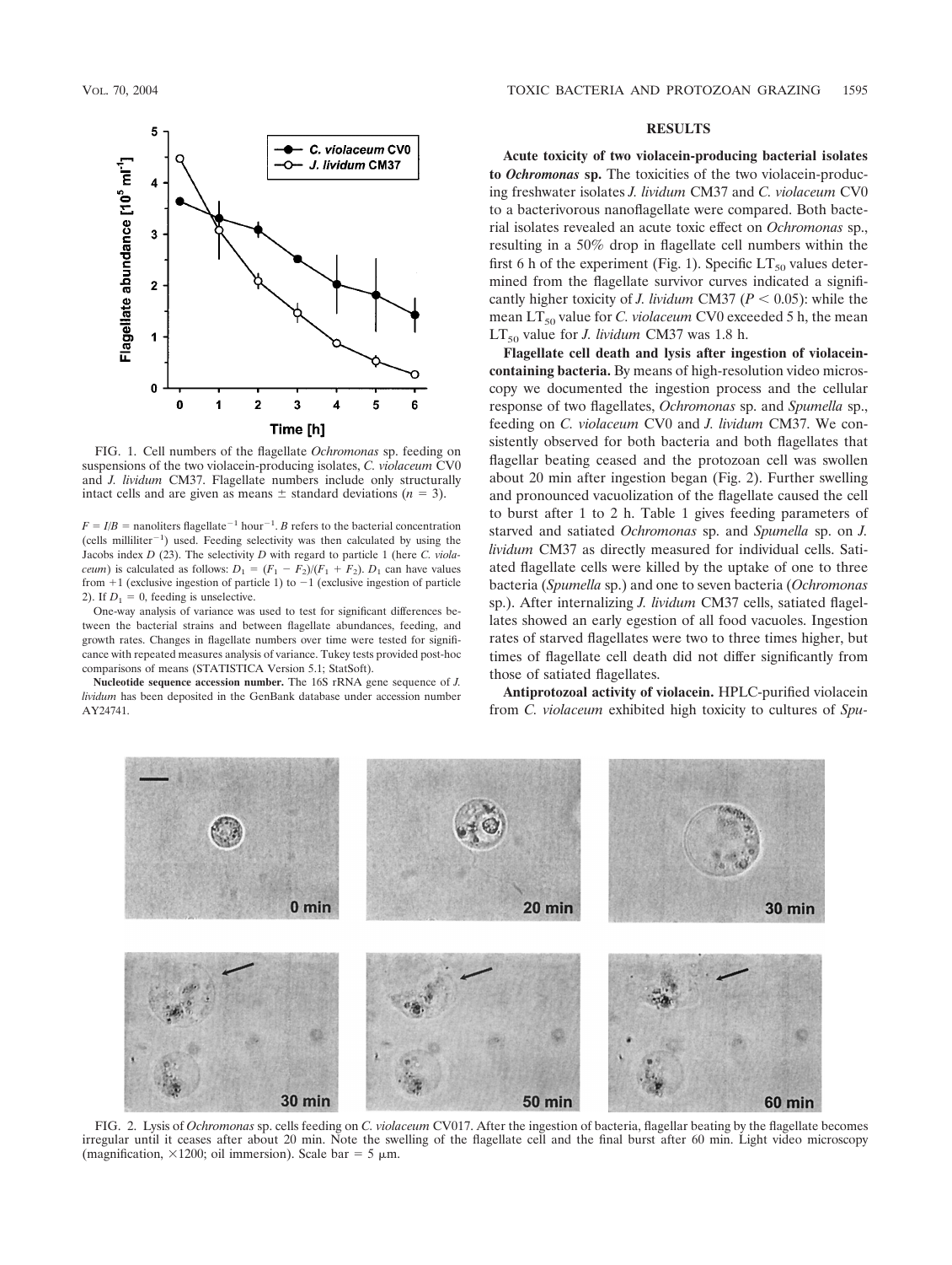FIG. 1. Cell numbers of the flagellate *Ochromonas* sp. feeding on suspensions of the two violacein-producing isolates, *C. violaceum* CV0 and *J. lividum* CM37. Flagellate numbers include only structurally intact cells and are given as means ± standard deviations ($n = 3$).

$F = I/B$ = nanoliters flagellate$^{-1}$ hour$^{-1}$. $B$ refers to the bacterial concentration (cells milliliter$^{-1}$) used. Feeding selectivity was then calculated by using the Jacobs index $D$ (23). The selectivity $D$ with regard to particle 1 (here *C. violaceum*) is calculated as follows: $D_1 = (F_1 - F_2)/(F_1 + F_2)$. $D_1$ can have values from +1 (exclusive ingestion of particle 1) to −1 (exclusive ingestion of particle 2). If $D_1 = 0$, feeding is unselective.

One-way analysis of variance was used to test for significant differences between the bacterial strains and between flagellate abundances, feeding, and growth rates. Changes in flagellate numbers over time were tested for significance with repeated measures analysis of variance. Tukey tests provided post-hoc comparisons of means (STATISTICA Version 5.1; StatSoft).

**Nucleotide sequence accession number.** The 16S rRNA gene sequence of *J. lividum* has been deposited in the GenBank database under accession number AY24741.

## RESULTS

**Acute toxicity of two violacein-producing bacterial isolates to *Ochromonas* sp.** The toxicities of the two violacein-producing freshwater isolates *J. lividum* CM37 and *C. violaceum* CV0 to a bacterivorous nanoflagellate were compared. Both bacterial isolates revealed an acute toxic effect on *Ochromonas* sp., resulting in a 50% drop in flagellate cell numbers within the first 6 h of the experiment (Fig. 1). Specific $LT_{50}$ values determined from the flagellate survivor curves indicated a significantly higher toxicity of *J. lividum* CM37 ($P < 0.05$): while the mean $LT_{50}$ value for *C. violaceum* CV0 exceeded 5 h, the mean $LT_{50}$ value for *J. lividum* CM37 was 1.8 h.

**Flagellate cell death and lysis after ingestion of violacein-containing bacteria.** By means of high-resolution video microscopy we documented the ingestion process and the cellular response of two flagellates, *Ochromonas* sp. and *Spumella* sp., feeding on *C. violaceum* CV0 and *J. lividum* CM37. We consistently observed for both bacteria and both flagellates that flagellar beating ceased and the protozoan cell was swollen about 20 min after ingestion began (Fig. 2). Further swelling and pronounced vacuolization of the flagellate caused the cell to burst after 1 to 2 h. Table 1 gives feeding parameters of starved and satiated *Ochromonas* sp. and *Spumella* sp. on *J. lividum* CM37 as directly measured for individual cells. Satiated flagellate cells were killed by the uptake of one to three bacteria (*Spumella* sp.) and one to seven bacteria (*Ochromonas* sp.). After internalizing *J. lividum* CM37 cells, satiated flagellates showed an early egestion of all food vacuoles. Ingestion rates of starved flagellates were two to three times higher, but times of flagellate cell death did not differ significantly from those of satiated flagellates.

**Antiprotozoal activity of violacein.** HPLC-purified violacein from *C. violaceum* exhibited high toxicity to cultures of *Spu-*

FIG. 2. Lysis of *Ochromonas* sp. cells feeding on *C. violaceum* CV017. After the ingestion of bacteria, flagellar beating by the flagellate becomes irregular until it ceases after about 20 min. Note the swelling of the flagellate cell and the final burst after 60 min. Light video microscopy (magnification, ×1200; oil immersion). Scale bar = 5 μm.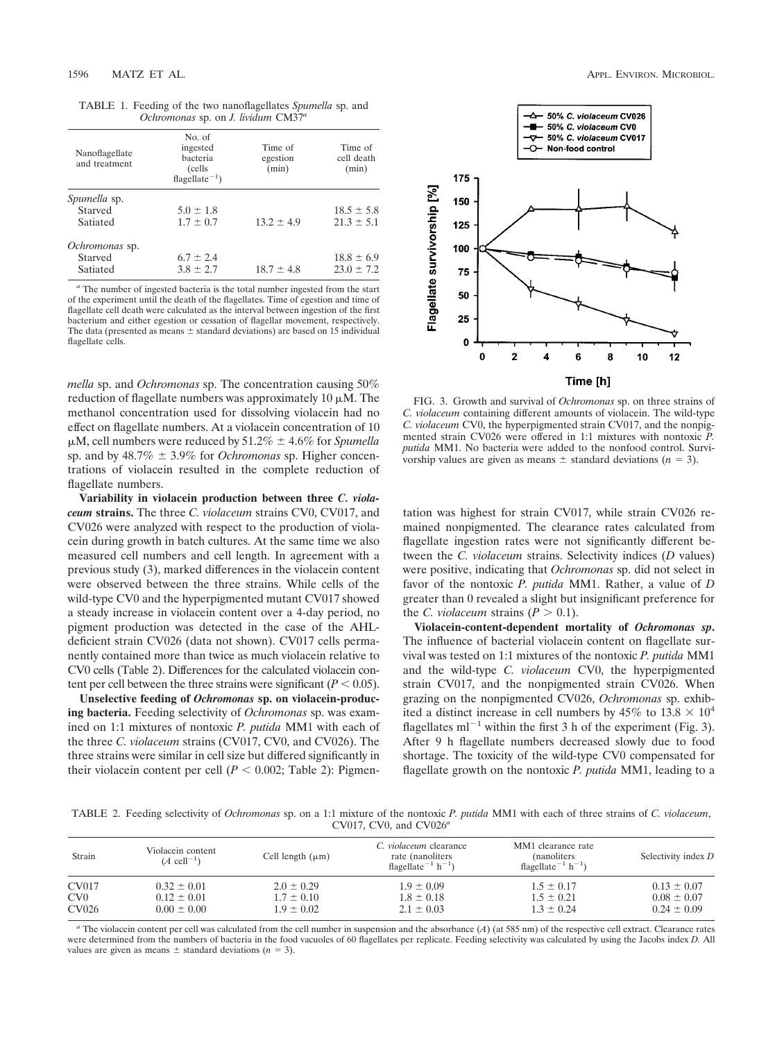TABLE 1. Feeding of the two nanoflagellates *Spumella* sp. and *Ochromonas* sp. on *J. lividum* CM37[a]

| Nanoflagellate and treatment | No. of ingested bacteria (cells flagellate$^{-1}$) | Time of egestion (min) | Time of cell death (min) |
|---|---|---|---|
| *Spumella* sp. | | | |
| Starved | 5.0 ± 1.8 | | 18.5 ± 5.8 |
| Satiated | 1.7 ± 0.7 | 13.2 ± 4.9 | 21.3 ± 5.1 |
| *Ochromonas* sp. | | | |
| Starved | 6.7 ± 2.4 | | 18.8 ± 6.9 |
| Satiated | 3.8 ± 2.7 | 18.7 ± 4.8 | 23.0 ± 7.2 |

[a] The number of ingested bacteria is the total number ingested from the start of the experiment until the death of the flagellates. Time of egestion and time of flagellate cell death were calculated as the interval between ingestion of the first bacterium and either egestion or cessation of flagellar movement, respectively. The data (presented as means ± standard deviations) are based on 15 individual flagellate cells.

*mella* sp. and *Ochromonas* sp. The concentration causing 50% reduction of flagellate numbers was approximately 10 μM. The methanol concentration used for dissolving violacein had no effect on flagellate numbers. At a violacein concentration of 10 μM, cell numbers were reduced by 51.2% ± 4.6% for *Spumella* sp. and by 48.7% ± 3.9% for *Ochromonas* sp. Higher concentrations of violacein resulted in the complete reduction of flagellate numbers.

**Variability in violacein production between three *C. violaceum* strains.** The three *C. violaceum* strains CV0, CV017, and CV026 were analyzed with respect to the production of violacein during growth in batch cultures. At the same time we also measured cell numbers and cell length. In agreement with a previous study (3), marked differences in the violacein content were observed between the three strains. While cells of the wild-type CV0 and the hyperpigmented mutant CV017 showed a steady increase in violacein content over a 4-day period, no pigment production was detected in the case of the AHL-deficient strain CV026 (data not shown). CV017 cells permanently contained more than twice as much violacein relative to CV0 cells (Table 2). Differences for the calculated violacein content per cell between the three strains were significant ($P < 0.05$).

**Unselective feeding of *Ochromonas* sp. on violacein-producing bacteria.** Feeding selectivity of *Ochromonas* sp. was examined on 1:1 mixtures of nontoxic *P. putida* MM1 with each of the three *C. violaceum* strains (CV017, CV0, and CV026). The three strains were similar in cell size but differed significantly in their violacein content per cell ($P < 0.002$; Table 2): Pigmentation was highest for strain CV017, while strain CV026 remained nonpigmented. The clearance rates calculated from flagellate ingestion rates were not significantly different between the *C. violaceum* strains. Selectivity indices (*D* values) were positive, indicating that *Ochromonas* sp. did not select in favor of the nontoxic *P. putida* MM1. Rather, a value of *D* greater than 0 revealed a slight but insignificant preference for the *C. violaceum* strains ($P > 0.1$).

FIG. 3. Growth and survival of *Ochromonas* sp. on three strains of *C. violaceum* containing different amounts of violacein. The wild-type *C. violaceum* CV0, the hyperpigmented strain CV017, and the nonpigmented strain CV026 were offered in 1:1 mixtures with nontoxic *P. putida* MM1. No bacteria were added to the nonfood control. Survivorship values are given as means ± standard deviations ($n = 3$).

**Violacein-content-dependent mortality of *Ochromonas sp*.** The influence of bacterial violacein content on flagellate survival was tested on 1:1 mixtures of the nontoxic *P. putida* MM1 and the wild-type *C. violaceum* CV0, the hyperpigmented strain CV017, and the nonpigmented strain CV026. When grazing on the nonpigmented CV026, *Ochromonas* sp. exhibited a distinct increase in cell numbers by 45% to $13.8 \times 10^4$ flagellates ml$^{-1}$ within the first 3 h of the experiment (Fig. 3). After 9 h flagellate numbers decreased slowly due to food shortage. The toxicity of the wild-type CV0 compensated for flagellate growth on the nontoxic *P. putida* MM1, leading to a

TABLE 2. Feeding selectivity of *Ochromonas* sp. on a 1:1 mixture of the nontoxic *P. putida* MM1 with each of three strains of *C. violaceum*, CV017, CV0, and CV026[a]

| Strain | Violacein content ($A$ cell$^{-1}$) | Cell length (μm) | *C. violaceum* clearance rate (nanoliters flagellate$^{-1}$ h$^{-1}$) | MM1 clearance rate (nanoliters flagellate$^{-1}$ h$^{-1}$) | Selectivity index *D* |
|---|---|---|---|---|---|
| CV017 | 0.32 ± 0.01 | 2.0 ± 0.29 | 1.9 ± 0.09 | 1.5 ± 0.17 | 0.13 ± 0.07 |
| CV0 | 0.12 ± 0.01 | 1.7 ± 0.10 | 1.8 ± 0.18 | 1.5 ± 0.21 | 0.08 ± 0.07 |
| CV026 | 0.00 ± 0.00 | 1.9 ± 0.02 | 2.1 ± 0.03 | 1.3 ± 0.24 | 0.24 ± 0.09 |

[a] The violacein content per cell was calculated from the cell number in suspension and the absorbance ($A$) (at 585 nm) of the respective cell extract. Clearance rates were determined from the numbers of bacteria in the food vacuoles of 60 flagellates per replicate. Feeding selectivity was calculated by using the Jacobs index *D*. All values are given as means ± standard deviations ($n = 3$).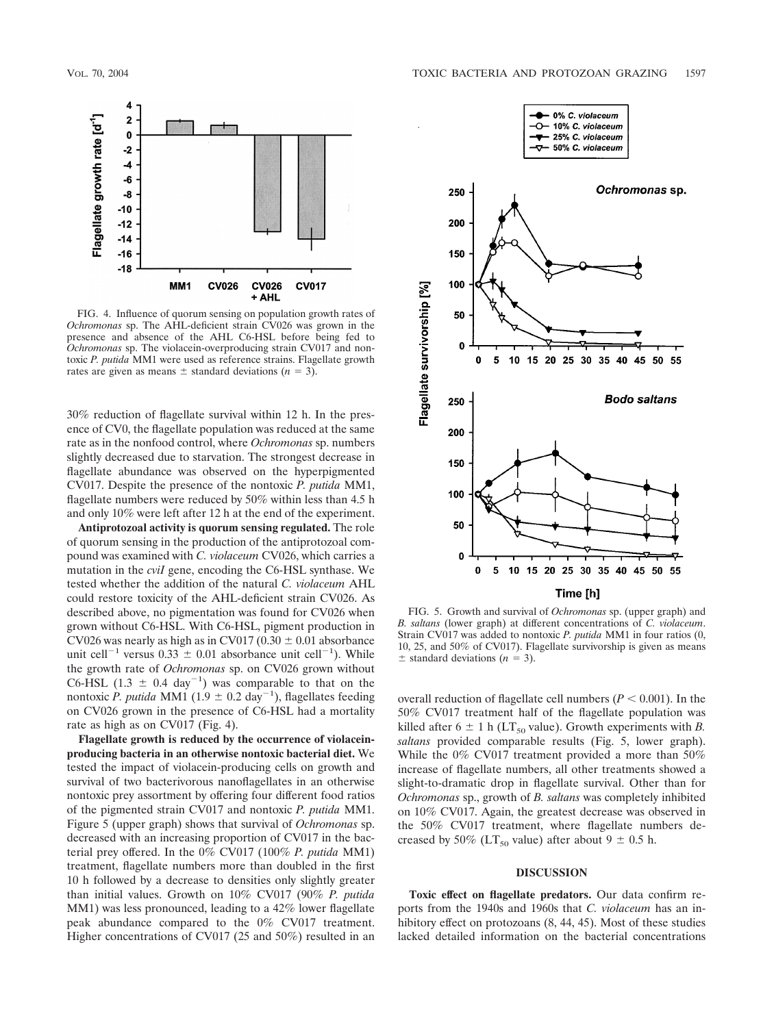FIG. 4. Influence of quorum sensing on population growth rates of *Ochromonas* sp. The AHL-deficient strain CV026 was grown in the presence and absence of the AHL C6-HSL before being fed to *Ochromonas* sp. The violacein-overproducing strain CV017 and nontoxic *P. putida* MM1 were used as reference strains. Flagellate growth rates are given as means ± standard deviations ($n$ = 3).

30% reduction of flagellate survival within 12 h. In the presence of CV0, the flagellate population was reduced at the same rate as in the nonfood control, where *Ochromonas* sp. numbers slightly decreased due to starvation. The strongest decrease in flagellate abundance was observed on the hyperpigmented CV017. Despite the presence of the nontoxic *P. putida* MM1, flagellate numbers were reduced by 50% within less than 4.5 h and only 10% were left after 12 h at the end of the experiment.

**Antiprotozoal activity is quorum sensing regulated.** The role of quorum sensing in the production of the antiprotozoal compound was examined with *C. violaceum* CV026, which carries a mutation in the *cviI* gene, encoding the C6-HSL synthase. We tested whether the addition of the natural *C. violaceum* AHL could restore toxicity of the AHL-deficient strain CV026. As described above, no pigmentation was found for CV026 when grown without C6-HSL. With C6-HSL, pigment production in CV026 was nearly as high as in CV017 (0.30 ± 0.01 absorbance unit cell$^{-1}$ versus 0.33 ± 0.01 absorbance unit cell$^{-1}$). While the growth rate of *Ochromonas* sp. on CV026 grown without C6-HSL (1.3 ± 0.4 day$^{-1}$) was comparable to that on the nontoxic *P. putida* MM1 (1.9 ± 0.2 day$^{-1}$), flagellates feeding on CV026 grown in the presence of C6-HSL had a mortality rate as high as on CV017 (Fig. 4).

**Flagellate growth is reduced by the occurrence of violacein-producing bacteria in an otherwise nontoxic bacterial diet.** We tested the impact of violacein-producing cells on growth and survival of two bacterivorous nanoflagellates in an otherwise nontoxic prey assortment by offering four different food ratios of the pigmented strain CV017 and nontoxic *P. putida* MM1. Figure 5 (upper graph) shows that survival of *Ochromonas* sp. decreased with an increasing proportion of CV017 in the bacterial prey offered. In the 0% CV017 (100% *P. putida* MM1) treatment, flagellate numbers more than doubled in the first 10 h followed by a decrease to densities only slightly greater than initial values. Growth on 10% CV017 (90% *P. putida* MM1) was less pronounced, leading to a 42% lower flagellate peak abundance compared to the 0% CV017 treatment. Higher concentrations of CV017 (25 and 50%) resulted in an

FIG. 5. Growth and survival of *Ochromonas* sp. (upper graph) and *B. saltans* (lower graph) at different concentrations of *C. violaceum*. Strain CV017 was added to nontoxic *P. putida* MM1 in four ratios (0, 10, 25, and 50% of CV017). Flagellate survivorship is given as means ± standard deviations ($n$ = 3).

overall reduction of flagellate cell numbers ($P < 0.001$). In the 50% CV017 treatment half of the flagellate population was killed after 6 ± 1 h ($LT_{50}$ value). Growth experiments with *B. saltans* provided comparable results (Fig. 5, lower graph). While the 0% CV017 treatment provided a more than 50% increase of flagellate numbers, all other treatments showed a slight-to-dramatic drop in flagellate survival. Other than for *Ochromonas* sp., growth of *B. saltans* was completely inhibited on 10% CV017. Again, the greatest decrease was observed in the 50% CV017 treatment, where flagellate numbers decreased by 50% ($LT_{50}$ value) after about 9 ± 0.5 h.

## DISCUSSION

**Toxic effect on flagellate predators.** Our data confirm reports from the 1940s and 1960s that *C. violaceum* has an inhibitory effect on protozoans (8, 44, 45). Most of these studies lacked detailed information on the bacterial concentrations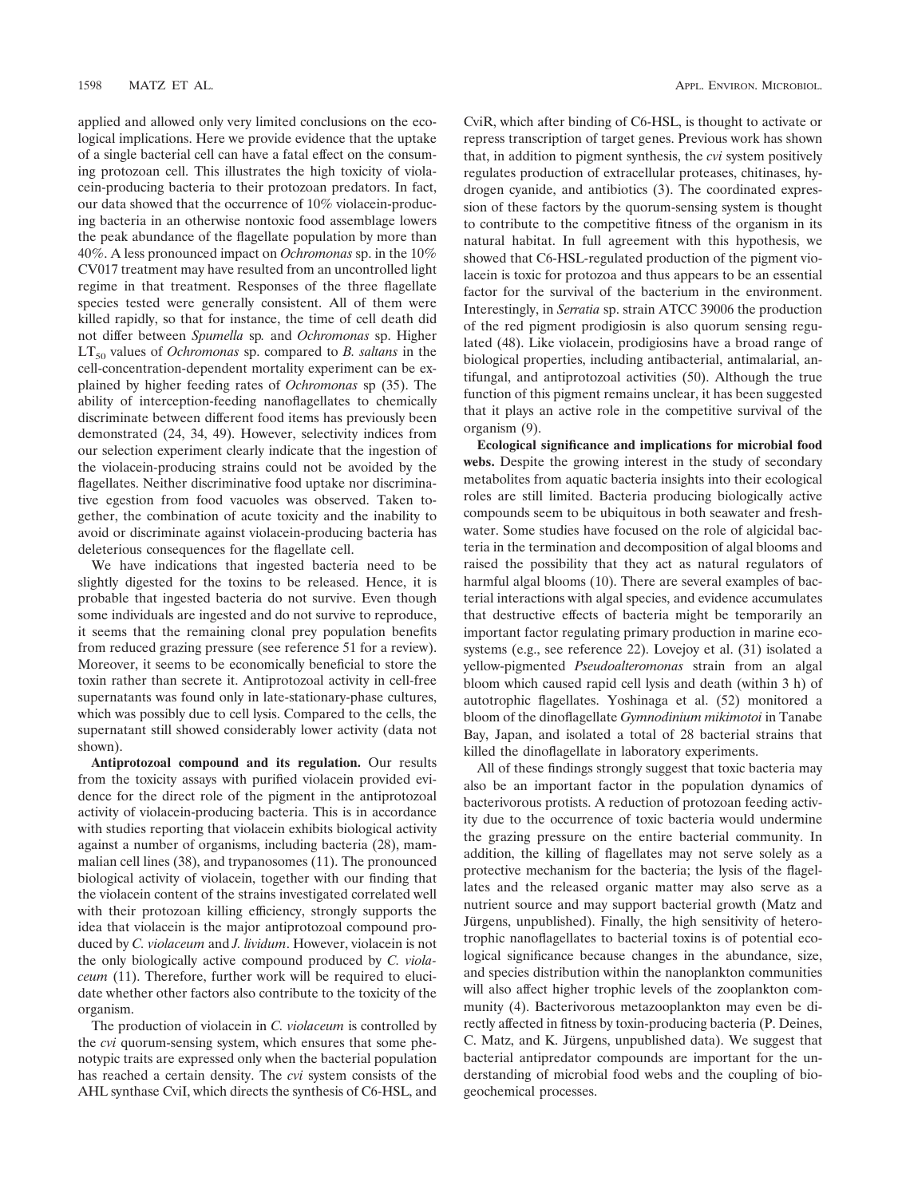applied and allowed only very limited conclusions on the ecological implications. Here we provide evidence that the uptake of a single bacterial cell can have a fatal effect on the consuming protozoan cell. This illustrates the high toxicity of violacein-producing bacteria to their protozoan predators. In fact, our data showed that the occurrence of 10% violacein-producing bacteria in an otherwise nontoxic food assemblage lowers the peak abundance of the flagellate population by more than 40%. A less pronounced impact on *Ochromonas* sp. in the 10% CV017 treatment may have resulted from an uncontrolled light regime in that treatment. Responses of the three flagellate species tested were generally consistent. All of them were killed rapidly, so that for instance, the time of cell death did not differ between *Spumella* sp. and *Ochromonas* sp. Higher $LT_{50}$ values of *Ochromonas* sp. compared to *B. saltans* in the cell-concentration-dependent mortality experiment can be explained by higher feeding rates of *Ochromonas* sp (35). The ability of interception-feeding nanoflagellates to chemically discriminate between different food items has previously been demonstrated (24, 34, 49). However, selectivity indices from our selection experiment clearly indicate that the ingestion of the violacein-producing strains could not be avoided by the flagellates. Neither discriminative food uptake nor discriminative egestion from food vacuoles was observed. Taken together, the combination of acute toxicity and the inability to avoid or discriminate against violacein-producing bacteria has deleterious consequences for the flagellate cell.

We have indications that ingested bacteria need to be slightly digested for the toxins to be released. Hence, it is probable that ingested bacteria do not survive. Even though some individuals are ingested and do not survive to reproduce, it seems that the remaining clonal prey population benefits from reduced grazing pressure (see reference 51 for a review). Moreover, it seems to be economically beneficial to store the toxin rather than secrete it. Antiprotozoal activity in cell-free supernatants was found only in late-stationary-phase cultures, which was possibly due to cell lysis. Compared to the cells, the supernatant still showed considerably lower activity (data not shown).

**Antiprotozoal compound and its regulation.** Our results from the toxicity assays with purified violacein provided evidence for the direct role of the pigment in the antiprotozoal activity of violacein-producing bacteria. This is in accordance with studies reporting that violacein exhibits biological activity against a number of organisms, including bacteria (28), mammalian cell lines (38), and trypanosomes (11). The pronounced biological activity of violacein, together with our finding that the violacein content of the strains investigated correlated well with their protozoan killing efficiency, strongly supports the idea that violacein is the major antiprotozoal compound produced by *C. violaceum* and *J. lividum*. However, violacein is not the only biologically active compound produced by *C. violaceum* (11). Therefore, further work will be required to elucidate whether other factors also contribute to the toxicity of the organism.

The production of violacein in *C. violaceum* is controlled by the *cvi* quorum-sensing system, which ensures that some phenotypic traits are expressed only when the bacterial population has reached a certain density. The *cvi* system consists of the AHL synthase CviI, which directs the synthesis of C6-HSL, and CviR, which after binding of C6-HSL, is thought to activate or repress transcription of target genes. Previous work has shown that, in addition to pigment synthesis, the *cvi* system positively regulates production of extracellular proteases, chitinases, hydrogen cyanide, and antibiotics (3). The coordinated expression of these factors by the quorum-sensing system is thought to contribute to the competitive fitness of the organism in its natural habitat. In full agreement with this hypothesis, we showed that C6-HSL-regulated production of the pigment violacein is toxic for protozoa and thus appears to be an essential factor for the survival of the bacterium in the environment. Interestingly, in *Serratia* sp. strain ATCC 39006 the production of the red pigment prodigiosin is also quorum sensing regulated (48). Like violacein, prodigiosins have a broad range of biological properties, including antibacterial, antimalarial, antifungal, and antiprotozoal activities (50). Although the true function of this pigment remains unclear, it has been suggested that it plays an active role in the competitive survival of the organism (9).

**Ecological significance and implications for microbial food webs.** Despite the growing interest in the study of secondary metabolites from aquatic bacteria insights into their ecological roles are still limited. Bacteria producing biologically active compounds seem to be ubiquitous in both seawater and freshwater. Some studies have focused on the role of algicidal bacteria in the termination and decomposition of algal blooms and raised the possibility that they act as natural regulators of harmful algal blooms (10). There are several examples of bacterial interactions with algal species, and evidence accumulates that destructive effects of bacteria might be temporarily an important factor regulating primary production in marine ecosystems (e.g., see reference 22). Lovejoy et al. (31) isolated a yellow-pigmented *Pseudoalteromonas* strain from an algal bloom which caused rapid cell lysis and death (within 3 h) of autotrophic flagellates. Yoshinaga et al. (52) monitored a bloom of the dinoflagellate *Gymnodinium mikimotoi* in Tanabe Bay, Japan, and isolated a total of 28 bacterial strains that killed the dinoflagellate in laboratory experiments.

All of these findings strongly suggest that toxic bacteria may also be an important factor in the population dynamics of bacterivorous protists. A reduction of protozoan feeding activity due to the occurrence of toxic bacteria would undermine the grazing pressure on the entire bacterial community. In addition, the killing of flagellates may not serve solely as a protective mechanism for the bacteria; the lysis of the flagellates and the released organic matter may also serve as a nutrient source and may support bacterial growth (Matz and Jürgens, unpublished). Finally, the high sensitivity of heterotrophic nanoflagellates to bacterial toxins is of potential ecological significance because changes in the abundance, size, and species distribution within the nanoplankton communities will also affect higher trophic levels of the zooplankton community (4). Bacterivorous metazooplankton may even be directly affected in fitness by toxin-producing bacteria (P. Deines, C. Matz, and K. Jürgens, unpublished data). We suggest that bacterial antipredator compounds are important for the understanding of microbial food webs and the coupling of biogeochemical processes.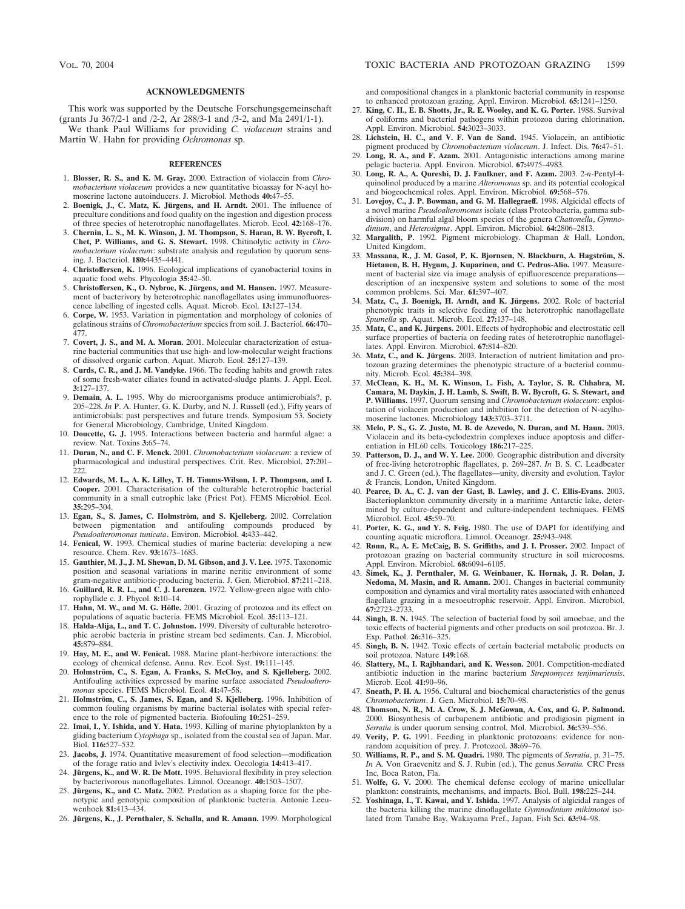## ACKNOWLEDGMENTS

This work was supported by the Deutsche Forschungsgemeinschaft (grants Ju 367/2-1 and /2-2, Ar 288/3-1 and /3-2, and Ma 2491/1-1).

We thank Paul Williams for providing *C. violaceum* strains and Martin W. Hahn for providing *Ochromonas* sp.

## REFERENCES

1. **Blosser, R. S., and K. M. Gray.** 2000. Extraction of violacein from *Chromobacterium violaceum* provides a new quantitative bioassay for N-acyl homoserine lactone autoinducers. J. Microbiol. Methods **40:**47–55.
2. **Boenigk, J., C. Matz, K. Jürgens, and H. Arndt.** 2001. The influence of preculture conditions and food quality on the ingestion and digestion process of three species of heterotrophic nanoflagellates. Microb. Ecol. **42:**168–176.
3. **Chernin, L. S., M. K. Winson, J. M. Thompson, S. Haran, B. W. Bycroft, I. Chet, P. Williams, and G. S. Stewart.** 1998. Chitinolytic activity in *Chromobacterium violaceum*: substrate analysis and regulation by quorum sensing. J. Bacteriol. **180:**4435–4441.
4. **Christoffersen, K.** 1996. Ecological implications of cyanobacterial toxins in aquatic food webs. Phycologia **35:**42–50.
5. **Christoffersen, K., O. Nybroe, K. Jürgens, and M. Hansen.** 1997. Measurement of bacterivory by heterotrophic nanoflagellates using immunofluorescence labelling of ingested cells. Aquat. Microb. Ecol. **13:**127–134.
6. **Corpe, W.** 1953. Variation in pigmentation and morphology of colonies of gelatinous strains of *Chromobacterium* species from soil. J. Bacteriol. **66:**470–477.
7. **Covert, J. S., and M. A. Moran.** 2001. Molecular characterization of estuarine bacterial communities that use high- and low-molecular weight fractions of dissolved organic carbon. Aquat. Microb. Ecol. **25:**127–139.
8. **Curds, C. R., and J. M. Vandyke.** 1966. The feeding habits and growth rates of some fresh-water ciliates found in activated-sludge plants. J. Appl. Ecol. **3:**127–137.
9. **Demain, A. L.** 1995. Why do microorganisms produce antimicrobials?, p. 205–228. *In* P. A. Hunter, G. K. Darby, and N. J. Russell (ed.), Fifty years of antimicrobials: past perspectives and future trends. Symposium 53. Society for General Microbiology, Cambridge, United Kingdom.
10. **Doucette, G. J.** 1995. Interactions between bacteria and harmful algae: a review. Nat. Toxins **3:**65–74.
11. **Duran, N., and C. F. Menck.** 2001. *Chromobacterium violaceum*: a review of pharmacological and industrial perspectives. Crit. Rev. Microbiol. **27:**201–222.
12. **Edwards, M. L., A. K. Lilley, T. H. Timms-Wilson, I. P. Thompson, and I. Cooper.** 2001. Characterisation of the culturable heterotrophic bacterial community in a small eutrophic lake (Priest Pot). FEMS Microbiol. Ecol. **35:**295–304.
13. **Egan, S., S. James, C. Holmström, and S. Kjelleberg.** 2002. Correlation between pigmentation and antifouling compounds produced by *Pseudoalteromonas tunicata*. Environ. Microbiol. **4:**433–442.
14. **Fenical, W.** 1993. Chemical studies of marine bacteria: developing a new resource. Chem. Rev. **93:**1673–1683.
15. **Gauthier, M. J., J. M. Shewan, D. M. Gibson, and J. V. Lee.** 1975. Taxonomic position and seasonal variations in marine neritic environment of some gram-negative antibiotic-producing bacteria. J. Gen. Microbiol. **87:**211–218.
16. **Guillard, R. R. L., and C. J. Lorenzen.** 1972. Yellow-green algae with chlorophyllide c. J. Phycol. **8:**10–14.
17. **Hahn, M. W., and M. G. Höfle.** 2001. Grazing of protozoa and its effect on populations of aquatic bacteria. FEMS Microbiol. Ecol. **35:**113–121.
18. **Halda-Alija, L., and T. C. Johnston.** 1999. Diversity of culturable heterotrophic aerobic bacteria in pristine stream bed sediments. Can. J. Microbiol. **45:**879–884.
19. **Hay, M. E., and W. Fenical.** 1988. Marine plant-herbivore interactions: the ecology of chemical defense. Annu. Rev. Ecol. Syst. **19:**111–145.
20. **Holmström, C., S. Egan, A. Franks, S. McCloy, and S. Kjelleberg.** 2002. Antifouling activities expressed by marine surface associated *Pseudoalteromonas* species. FEMS Microbiol. Ecol. **41:**47–58.
21. **Holmström, C., S. James, S. Egan, and S. Kjelleberg.** 1996. Inhibition of common fouling organisms by marine bacterial isolates with special reference to the role of pigmented bacteria. Biofouling **10:**251–259.
22. **Imai, I., Y. Ishida, and Y. Hata.** 1993. Killing of marine phytoplankton by a gliding bacterium *Cytophaga* sp., isolated from the coastal sea of Japan. Mar. Biol. **116:**527–532.
23. **Jacobs, J.** 1974. Quantitative measurement of food selection—modification of the forage ratio and Ivlev's electivity index. Oecologia **14:**413–417.
24. **Jürgens, K., and W. R. De Mott.** 1995. Behavioral flexibility in prey selection by bacterivorous nanoflagellates. Limnol. Oceanogr. **40:**1503–1507.
25. **Jürgens, K., and C. Matz.** 2002. Predation as a shaping force for the phenotypic and genotypic composition of planktonic bacteria. Antonie Leeuwenhoek **81:**413–434.
26. **Jürgens, K., J. Pernthaler, S. Schalla, and R. Amann.** 1999. Morphological and compositional changes in a planktonic bacterial community in response to enhanced protozoan grazing. Appl. Environ. Microbiol. **65:**1241–1250.
27. **King, C. H., E. B. Shotts, Jr., R. E. Wooley, and K. G. Porter.** 1988. Survival of coliforms and bacterial pathogens within protozoa during chlorination. Appl. Environ. Microbiol. **54:**3023–3033.
28. **Lichstein, H. C., and V. F. Van de Sand.** 1945. Violacein, an antibiotic pigment produced by *Chromobacterium violaceum*. J. Infect. Dis. **76:**47–51.
29. **Long, R. A., and F. Azam.** 2001. Antagonistic interactions among marine pelagic bacteria. Appl. Environ. Microbiol. **67:**4975–4983.
30. **Long, R. A., A. Qureshi, D. J. Faulkner, and F. Azam.** 2003. 2-*n*-Pentyl-4-quinolinol produced by a marine *Alteromonas* sp. and its potential ecological and biogeochemical roles. Appl. Environ. Microbiol. **69:**568–576.
31. **Lovejoy, C., J. P. Bowman, and G. M. Hallegraeff.** 1998. Algicidal effects of a novel marine *Pseudoalteromonas* isolate (class Proteobacteria, gamma subdivision) on harmful algal bloom species of the genera *Chattonella*, *Gymnodinium*, and *Heterosigma*. Appl. Environ. Microbiol. **64:**2806–2813.
32. **Margalith, P.** 1992. Pigment microbiology. Chapman & Hall, London, United Kingdom.
33. **Massana, R., J. M. Gasol, P. K. Bjornsen, N. Blackburn, A. Hagström, S. Hietanen, B. H. Hygum, J. Kuparinen, and C. Pedros-Alio.** 1997. Measurement of bacterial size via image analysis of epifluorescence preparations—description of an inexpensive system and solutions to some of the most common problems. Sci. Mar. **61:**397–407.
34. **Matz, C., J. Boenigk, H. Arndt, and K. Jürgens.** 2002. Role of bacterial phenotypic traits in selective feeding of the heterotrophic nanoflagellate *Spumella* sp. Aquat. Microb. Ecol. **27:**137–148.
35. **Matz, C., and K. Jürgens.** 2001. Effects of hydrophobic and electrostatic cell surface properties of bacteria on feeding rates of heterotrophic nanoflagellates. Appl. Environ. Microbiol. **67:**814–820.
36. **Matz, C., and K. Jürgens.** 2003. Interaction of nutrient limitation and protozoan grazing determines the phenotypic structure of a bacterial community. Microb. Ecol. **45:**384–398.
37. **McClean, K. H., M. K. Winson, L. Fish, A. Taylor, S. R. Chhabra, M. Camara, M. Daykin, J. H. Lamb, S. Swift, B. W. Bycroft, G. S. Stewart, and P. Williams.** 1997. Quorum sensing and *Chromobacterium violaceum*: exploitation of violacein production and inhibition for the detection of N-acylhomoserine lactones. Microbiology **143:**3703–3711.
38. **Melo, P. S., G. Z. Justo, M. B. de Azevedo, N. Duran, and M. Haun.** 2003. Violacein and its beta-cyclodextrin complexes induce apoptosis and differentiation in HL60 cells. Toxicology **186:**217–225.
39. **Patterson, D. J., and W. Y. Lee.** 2000. Geographic distribution and diversity of free-living heterotrophic flagellates, p. 269–287. *In* B. S. C. Leadbeater and J. C. Green (ed.), The flagellates—unity, diversity and evolution. Taylor & Francis, London, United Kingdom.
40. **Pearce, D. A., C. J. van der Gast, B. Lawley, and J. C. Ellis-Evans.** 2003. Bacterioplankton community diversity in a maritime Antarctic lake, determined by culture-dependent and culture-independent techniques. FEMS Microbiol. Ecol. **45:**59–70.
41. **Porter, K. G., and Y. S. Feig.** 1980. The use of DAPI for identifying and counting aquatic microflora. Limnol. Oceanogr. **25:**943–948.
42. **Rønn, R., A. E. McCaig, B. S. Griffiths, and J. I. Prosser.** 2002. Impact of protozoan grazing on bacterial community structure in soil microcosms. Appl. Environ. Microbiol. **68:**6094–6105.
43. **Šimek, K., J. Pernthaler, M. G. Weinbauer, K. Hornak, J. R. Dolan, J. Nedoma, M. Masin, and R. Amann.** 2001. Changes in bacterial community composition and dynamics and viral mortality rates associated with enhanced flagellate grazing in a mesoeutrophic reservoir. Appl. Environ. Microbiol. **67:**2723–2733.
44. **Singh, B. N.** 1945. The selection of bacterial food by soil amoebae, and the toxic effects of bacterial pigments and other products on soil protozoa. Br. J. Exp. Pathol. **26:**316–325.
45. **Singh, B. N.** 1942. Toxic effects of certain bacterial metabolic products on soil protozoa. Nature **149:**168.
46. **Slattery, M., I. Rajbhandari, and K. Wesson.** 2001. Competition-mediated antibiotic induction in the marine bacterium *Streptomyces tenjimariensis*. Microb. Ecol. **41:**90–96.
47. **Sneath, P. H. A.** 1956. Cultural and biochemical characteristics of the genus *Chromobacterium*. J. Gen. Microbiol. **15:**70–98.
48. **Thomson, N. R., M. A. Crow, S. J. McGowan, A. Cox, and G. P. Salmond.** 2000. Biosynthesis of carbapenem antibiotic and prodigiosin pigment in *Serratia* is under quorum sensing control. Mol. Microbiol. **36:**539–556.
49. **Verity, P. G.** 1991. Feeding in planktonic protozoans: evidence for nonrandom acquisition of prey. J. Protozool. **38:**69–76.
50. **Williams, R. P., and S. M. Quadri.** 1980. The pigments of *Serratia*, p. 31–75. *In* A. Von Graevenitz and S. J. Rubin (ed.), The genus *Serratia.* CRC Press Inc, Boca Raton, Fla.
51. **Wolfe, G. V.** 2000. The chemical defense ecology of marine unicellular plankton: constraints, mechanisms, and impacts. Biol. Bull. **198:**225–244.
52. **Yoshinaga, I., T. Kawai, and Y. Ishida.** 1997. Analysis of algicidal ranges of the bacteria killing the marine dinoflagellate *Gymnodinium mikimotoi* isolated from Tanabe Bay, Wakayama Pref., Japan. Fish Sci. **63:**94–98.